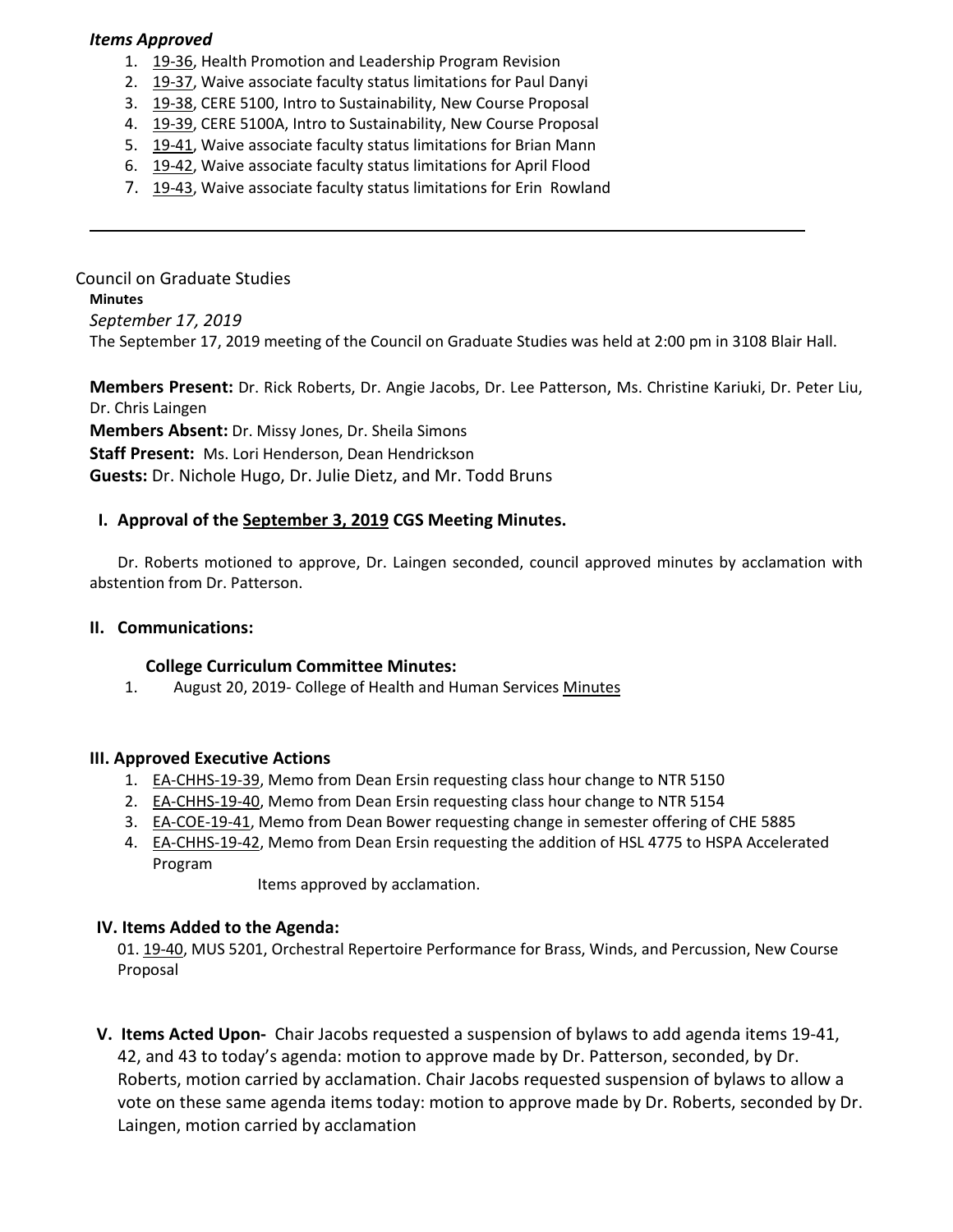***Items Approved***

1. 19-36, Health Promotion and Leadership Program Revision
2. 19-37, Waive associate faculty status limitations for Paul Danyi
3. 19-38, CERE 5100, Intro to Sustainability, New Course Proposal
4. 19-39, CERE 5100A, Intro to Sustainability, New Course Proposal
5. 19-41, Waive associate faculty status limitations for Brian Mann
6. 19-42, Waive associate faculty status limitations for April Flood
7. 19-43, Waive associate faculty status limitations for Erin Rowland

---

Council on Graduate Studies

**Minutes**

*September 17, 2019*

The September 17, 2019 meeting of the Council on Graduate Studies was held at 2:00 pm in 3108 Blair Hall.

**Members Present:** Dr. Rick Roberts, Dr. Angie Jacobs, Dr. Lee Patterson, Ms. Christine Kariuki, Dr. Peter Liu, Dr. Chris Laingen

**Members Absent:** Dr. Missy Jones, Dr. Sheila Simons

**Staff Present:** Ms. Lori Henderson, Dean Hendrickson

**Guests:** Dr. Nichole Hugo, Dr. Julie Dietz, and Mr. Todd Bruns

## I. Approval of the September 3, 2019 CGS Meeting Minutes.

Dr. Roberts motioned to approve, Dr. Laingen seconded, council approved minutes by acclamation with abstention from Dr. Patterson.

## II. Communications:

**College Curriculum Committee Minutes:**

1. August 20, 2019- College of Health and Human Services Minutes

## III. Approved Executive Actions

1. EA-CHHS-19-39, Memo from Dean Ersin requesting class hour change to NTR 5150
2. EA-CHHS-19-40, Memo from Dean Ersin requesting class hour change to NTR 5154
3. EA-COE-19-41, Memo from Dean Bower requesting change in semester offering of CHE 5885
4. EA-CHHS-19-42, Memo from Dean Ersin requesting the addition of HSL 4775 to HSPA Accelerated Program

Items approved by acclamation.

## IV. Items Added to the Agenda:

01. 19-40, MUS 5201, Orchestral Repertoire Performance for Brass, Winds, and Percussion, New Course Proposal

## V. Items Acted Upon-

Chair Jacobs requested a suspension of bylaws to add agenda items 19-41, 42, and 43 to today's agenda: motion to approve made by Dr. Patterson, seconded, by Dr. Roberts, motion carried by acclamation. Chair Jacobs requested suspension of bylaws to allow a vote on these same agenda items today: motion to approve made by Dr. Roberts, seconded by Dr. Laingen, motion carried by acclamation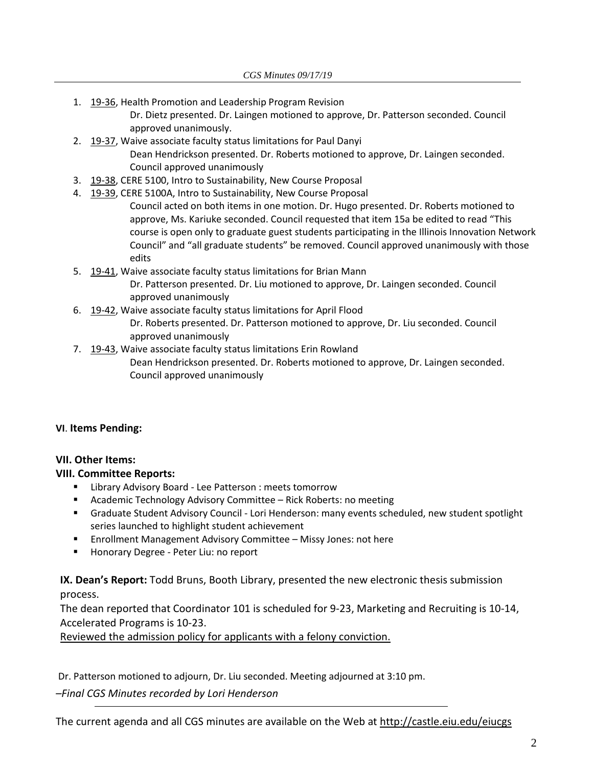1. 19-36, Health Promotion and Leadership Program Revision
   Dr. Dietz presented. Dr. Laingen motioned to approve, Dr. Patterson seconded. Council approved unanimously.
2. 19-37, Waive associate faculty status limitations for Paul Danyi
   Dean Hendrickson presented. Dr. Roberts motioned to approve, Dr. Laingen seconded. Council approved unanimously
3. 19-38, CERE 5100, Intro to Sustainability, New Course Proposal
4. 19-39, CERE 5100A, Intro to Sustainability, New Course Proposal
   Council acted on both items in one motion. Dr. Hugo presented. Dr. Roberts motioned to approve, Ms. Kariuke seconded. Council requested that item 15a be edited to read "This course is open only to graduate guest students participating in the Illinois Innovation Network Council" and "all graduate students" be removed. Council approved unanimously with those edits
5. 19-41, Waive associate faculty status limitations for Brian Mann
   Dr. Patterson presented. Dr. Liu motioned to approve, Dr. Laingen seconded. Council approved unanimously
6. 19-42, Waive associate faculty status limitations for April Flood
   Dr. Roberts presented. Dr. Patterson motioned to approve, Dr. Liu seconded. Council approved unanimously
7. 19-43, Waive associate faculty status limitations Erin Rowland
   Dean Hendrickson presented. Dr. Roberts motioned to approve, Dr. Laingen seconded. Council approved unanimously

**VI. Items Pending:**

**VII. Other Items:**

**VIII. Committee Reports:**

- Library Advisory Board - Lee Patterson : meets tomorrow
- Academic Technology Advisory Committee – Rick Roberts: no meeting
- Graduate Student Advisory Council - Lori Henderson: many events scheduled, new student spotlight series launched to highlight student achievement
- Enrollment Management Advisory Committee – Missy Jones: not here
- Honorary Degree - Peter Liu: no report

**IX. Dean's Report:** Todd Bruns, Booth Library, presented the new electronic thesis submission process.

The dean reported that Coordinator 101 is scheduled for 9-23, Marketing and Recruiting is 10-14, Accelerated Programs is 10-23.

Reviewed the admission policy for applicants with a felony conviction.

Dr. Patterson motioned to adjourn, Dr. Liu seconded. Meeting adjourned at 3:10 pm.

*–Final CGS Minutes recorded by Lori Henderson*

The current agenda and all CGS minutes are available on the Web at http://castle.eiu.edu/eiucgs